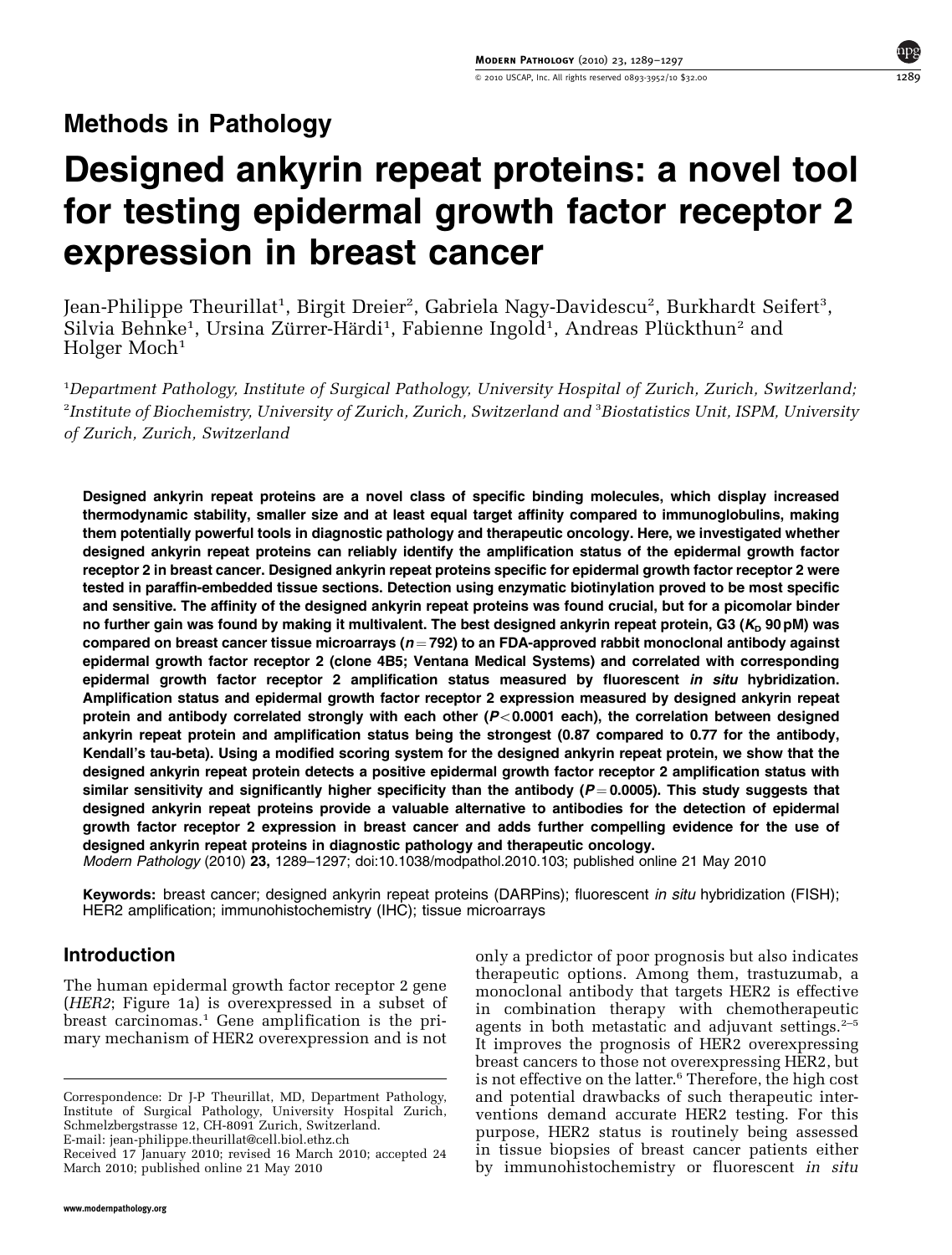Methods in Pathology

# Designed ankyrin repeat proteins: a novel tool for testing epidermal growth factor receptor 2 expression in breast cancer

Jean-Philippe Theurillat[1], Birgit Dreier[2], Gabriela Nagy-Davidescu[2], Burkhardt Seifert[3], Silvia Behnke[1], Ursina Zürrer-Härdi[1], Fabienne Ingold[1], Andreas Plückthun[2] and Holger Moch[1]

[1]*Department Pathology, Institute of Surgical Pathology, University Hospital of Zurich, Zurich, Switzerland;* [2]*Institute of Biochemistry, University of Zurich, Zurich, Switzerland and* [3]*Biostatistics Unit, ISPM, University of Zurich, Zurich, Switzerland*

**Designed ankyrin repeat proteins are a novel class of specific binding molecules, which display increased thermodynamic stability, smaller size and at least equal target affinity compared to immunoglobulins, making them potentially powerful tools in diagnostic pathology and therapeutic oncology. Here, we investigated whether designed ankyrin repeat proteins can reliably identify the amplification status of the epidermal growth factor receptor 2 in breast cancer. Designed ankyrin repeat proteins specific for epidermal growth factor receptor 2 were tested in paraffin-embedded tissue sections. Detection using enzymatic biotinylation proved to be most specific and sensitive. The affinity of the designed ankyrin repeat proteins was found crucial, but for a picomolar binder no further gain was found by making it multivalent. The best designed ankyrin repeat protein, G3 ($K_D$ 90 pM) was compared on breast cancer tissue microarrays ($n = 792$) to an FDA-approved rabbit monoclonal antibody against epidermal growth factor receptor 2 (clone 4B5; Ventana Medical Systems) and correlated with corresponding epidermal growth factor receptor 2 amplification status measured by fluorescent *in situ* hybridization. Amplification status and epidermal growth factor receptor 2 expression measured by designed ankyrin repeat protein and antibody correlated strongly with each other ($P < 0.0001$ each), the correlation between designed ankyrin repeat protein and amplification status being the strongest (0.87 compared to 0.77 for the antibody, Kendall's tau-beta). Using a modified scoring system for the designed ankyrin repeat protein, we show that the designed ankyrin repeat protein detects a positive epidermal growth factor receptor 2 amplification status with similar sensitivity and significantly higher specificity than the antibody ($P = 0.0005$). This study suggests that designed ankyrin repeat proteins provide a valuable alternative to antibodies for the detection of epidermal growth factor receptor 2 expression in breast cancer and adds further compelling evidence for the use of designed ankyrin repeat proteins in diagnostic pathology and therapeutic oncology.**

*Modern Pathology* (2010) **23,** 1289–1297; doi:10.1038/modpathol.2010.103; published online 21 May 2010

**Keywords:** breast cancer; designed ankyrin repeat proteins (DARPins); fluorescent *in situ* hybridization (FISH); HER2 amplification; immunohistochemistry (IHC); tissue microarrays

## Introduction

The human epidermal growth factor receptor 2 gene (*HER2*; Figure 1a) is overexpressed in a subset of breast carcinomas.[1] Gene amplification is the primary mechanism of HER2 overexpression and is not only a predictor of poor prognosis but also indicates therapeutic options. Among them, trastuzumab, a monoclonal antibody that targets HER2 is effective in combination therapy with chemotherapeutic agents in both metastatic and adjuvant settings.[2–5] It improves the prognosis of HER2 overexpressing breast cancers to those not overexpressing HER2, but is not effective on the latter.[6] Therefore, the high cost and potential drawbacks of such therapeutic interventions demand accurate HER2 testing. For this purpose, HER2 status is routinely being assessed in tissue biopsies of breast cancer patients either by immunohistochemistry or fluorescent *in situ*

Correspondence: Dr J-P Theurillat, MD, Department Pathology, Institute of Surgical Pathology, University Hospital Zurich, Schmelzbergstrasse 12, CH-8091 Zurich, Switzerland.
E-mail: jean-philippe.theurillat@cell.biol.ethz.ch
Received 17 January 2010; revised 16 March 2010; accepted 24 March 2010; published online 21 May 2010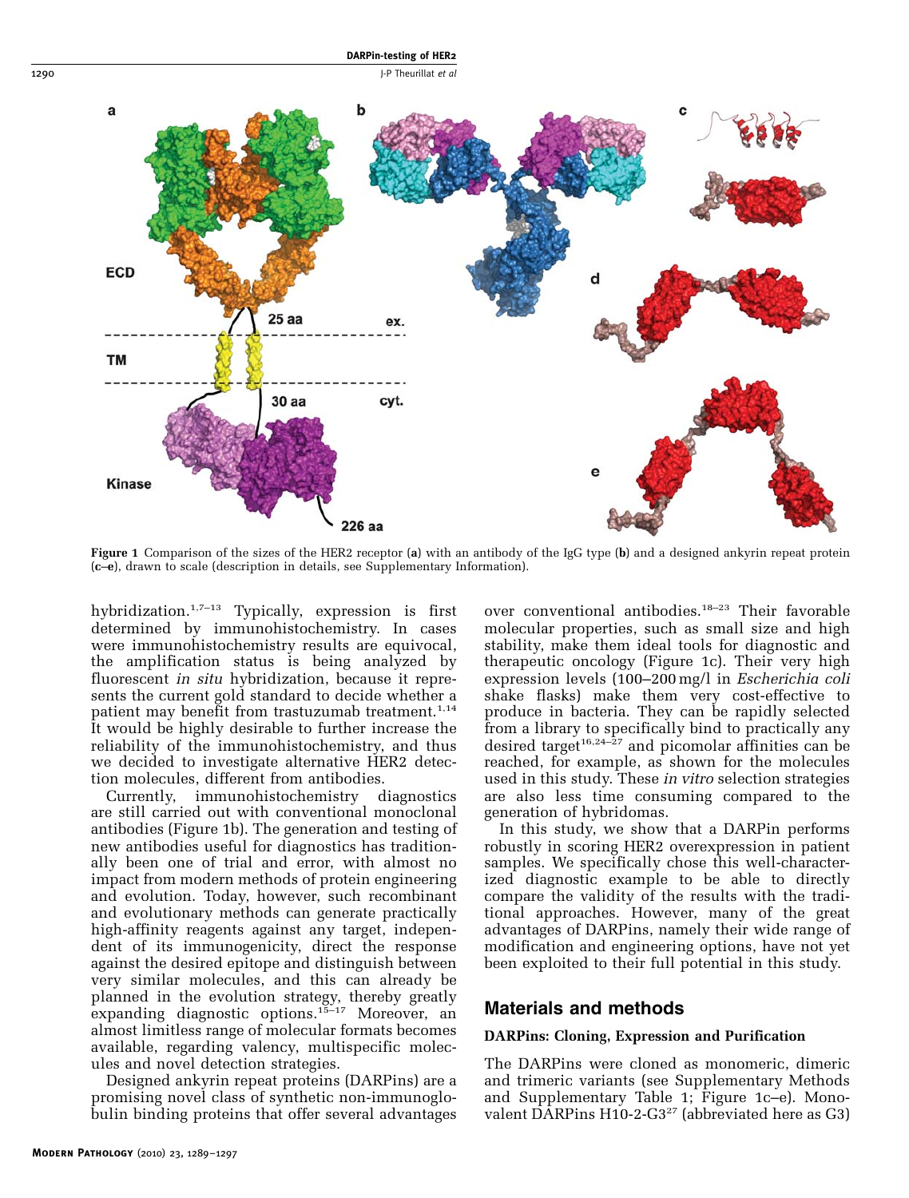Figure 1 Comparison of the sizes of the HER2 receptor (**a**) with an antibody of the IgG type (**b**) and a designed ankyrin repeat protein (**c–e**), drawn to scale (description in details, see Supplementary Information).

hybridization.[1,7–13] Typically, expression is first determined by immunohistochemistry. In cases were immunohistochemistry results are equivocal, the amplification status is being analyzed by fluorescent *in situ* hybridization, because it represents the current gold standard to decide whether a patient may benefit from trastuzumab treatment.[1,14] It would be highly desirable to further increase the reliability of the immunohistochemistry, and thus we decided to investigate alternative HER2 detection molecules, different from antibodies.

Currently, immunohistochemistry diagnostics are still carried out with conventional monoclonal antibodies (Figure 1b). The generation and testing of new antibodies useful for diagnostics has traditionally been one of trial and error, with almost no impact from modern methods of protein engineering and evolution. Today, however, such recombinant and evolutionary methods can generate practically high-affinity reagents against any target, independent of its immunogenicity, direct the response against the desired epitope and distinguish between very similar molecules, and this can already be planned in the evolution strategy, thereby greatly expanding diagnostic options.[15–17] Moreover, an almost limitless range of molecular formats becomes available, regarding valency, multispecific molecules and novel detection strategies.

Designed ankyrin repeat proteins (DARPins) are a promising novel class of synthetic non-immunoglobulin binding proteins that offer several advantages over conventional antibodies.[18–23] Their favorable molecular properties, such as small size and high stability, make them ideal tools for diagnostic and therapeutic oncology (Figure 1c). Their very high expression levels (100–200 mg/l in *Escherichia coli* shake flasks) make them very cost-effective to produce in bacteria. They can be rapidly selected from a library to specifically bind to practically any desired target[16,24–27] and picomolar affinities can be reached, for example, as shown for the molecules used in this study. These *in vitro* selection strategies are also less time consuming compared to the generation of hybridomas.

In this study, we show that a DARPin performs robustly in scoring HER2 overexpression in patient samples. We specifically chose this well-characterized diagnostic example to be able to directly compare the validity of the results with the traditional approaches. However, many of the great advantages of DARPins, namely their wide range of modification and engineering options, have not yet been exploited to their full potential in this study.

## Materials and methods

### DARPins: Cloning, Expression and Purification

The DARPins were cloned as monomeric, dimeric and trimeric variants (see Supplementary Methods and Supplementary Table 1; Figure 1c–e). Monovalent DARPins H10-2-G3[27] (abbreviated here as G3)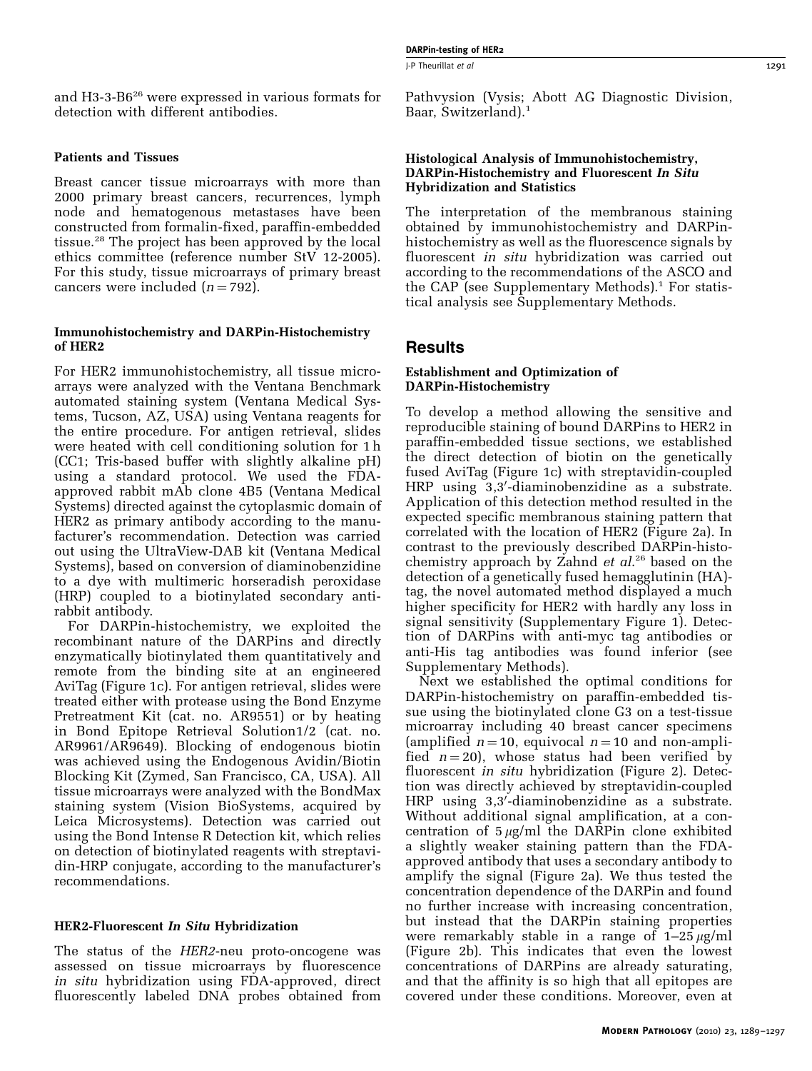and H3-3-B6[26] were expressed in various formats for detection with different antibodies.

### Patients and Tissues

Breast cancer tissue microarrays with more than 2000 primary breast cancers, recurrences, lymph node and hematogenous metastases have been constructed from formalin-fixed, paraffin-embedded tissue.[28] The project has been approved by the local ethics committee (reference number StV 12-2005). For this study, tissue microarrays of primary breast cancers were included ($n = 792$).

### Immunohistochemistry and DARPin-Histochemistry of HER2

For HER2 immunohistochemistry, all tissue microarrays were analyzed with the Ventana Benchmark automated staining system (Ventana Medical Systems, Tucson, AZ, USA) using Ventana reagents for the entire procedure. For antigen retrieval, slides were heated with cell conditioning solution for 1 h (CC1; Tris-based buffer with slightly alkaline pH) using a standard protocol. We used the FDA-approved rabbit mAb clone 4B5 (Ventana Medical Systems) directed against the cytoplasmic domain of HER2 as primary antibody according to the manufacturer's recommendation. Detection was carried out using the UltraView-DAB kit (Ventana Medical Systems), based on conversion of diaminobenzidine to a dye with multimeric horseradish peroxidase (HRP) coupled to a biotinylated secondary anti-rabbit antibody.

For DARPin-histochemistry, we exploited the recombinant nature of the DARPins and directly enzymatically biotinylated them quantitatively and remote from the binding site at an engineered AviTag (Figure 1c). For antigen retrieval, slides were treated either with protease using the Bond Enzyme Pretreatment Kit (cat. no. AR9551) or by heating in Bond Epitope Retrieval Solution1/2 (cat. no. AR9961/AR9649). Blocking of endogenous biotin was achieved using the Endogenous Avidin/Biotin Blocking Kit (Zymed, San Francisco, CA, USA). All tissue microarrays were analyzed with the BondMax staining system (Vision BioSystems, acquired by Leica Microsystems). Detection was carried out using the Bond Intense R Detection kit, which relies on detection of biotinylated reagents with streptavidin-HRP conjugate, according to the manufacturer's recommendations.

### HER2-Fluorescent *In Situ* Hybridization

The status of the *HER2*-neu proto-oncogene was assessed on tissue microarrays by fluorescence *in situ* hybridization using FDA-approved, direct fluorescently labeled DNA probes obtained from Pathvysion (Vysis; Abott AG Diagnostic Division, Baar, Switzerland).[1]

### Histological Analysis of Immunohistochemistry, DARPin-Histochemistry and Fluorescent *In Situ* Hybridization and Statistics

The interpretation of the membranous staining obtained by immunohistochemistry and DARPin-histochemistry as well as the fluorescence signals by fluorescent *in situ* hybridization was carried out according to the recommendations of the ASCO and the CAP (see Supplementary Methods).[1] For statistical analysis see Supplementary Methods.

## Results

### Establishment and Optimization of DARPin-Histochemistry

To develop a method allowing the sensitive and reproducible staining of bound DARPins to HER2 in paraffin-embedded tissue sections, we established the direct detection of biotin on the genetically fused AviTag (Figure 1c) with streptavidin-coupled HRP using 3,3′-diaminobenzidine as a substrate. Application of this detection method resulted in the expected specific membranous staining pattern that correlated with the location of HER2 (Figure 2a). In contrast to the previously described DARPin-histochemistry approach by Zahnd *et al.*[26] based on the detection of a genetically fused hemagglutinin (HA)-tag, the novel automated method displayed a much higher specificity for HER2 with hardly any loss in signal sensitivity (Supplementary Figure 1). Detection of DARPins with anti-myc tag antibodies or anti-His tag antibodies was found inferior (see Supplementary Methods).

Next we established the optimal conditions for DARPin-histochemistry on paraffin-embedded tissue using the biotinylated clone G3 on a test-tissue microarray including 40 breast cancer specimens (amplified $n = 10$, equivocal $n = 10$ and non-amplified $n = 20$), whose status had been verified by fluorescent *in situ* hybridization (Figure 2). Detection was directly achieved by streptavidin-coupled HRP using 3,3′-diaminobenzidine as a substrate. Without additional signal amplification, at a concentration of 5 $\mu$g/ml the DARPin clone exhibited a slightly weaker staining pattern than the FDA-approved antibody that uses a secondary antibody to amplify the signal (Figure 2a). We thus tested the concentration dependence of the DARPin and found no further increase with increasing concentration, but instead that the DARPin staining properties were remarkably stable in a range of 1–25 $\mu$g/ml (Figure 2b). This indicates that even the lowest concentrations of DARPins are already saturating, and that the affinity is so high that all epitopes are covered under these conditions. Moreover, even at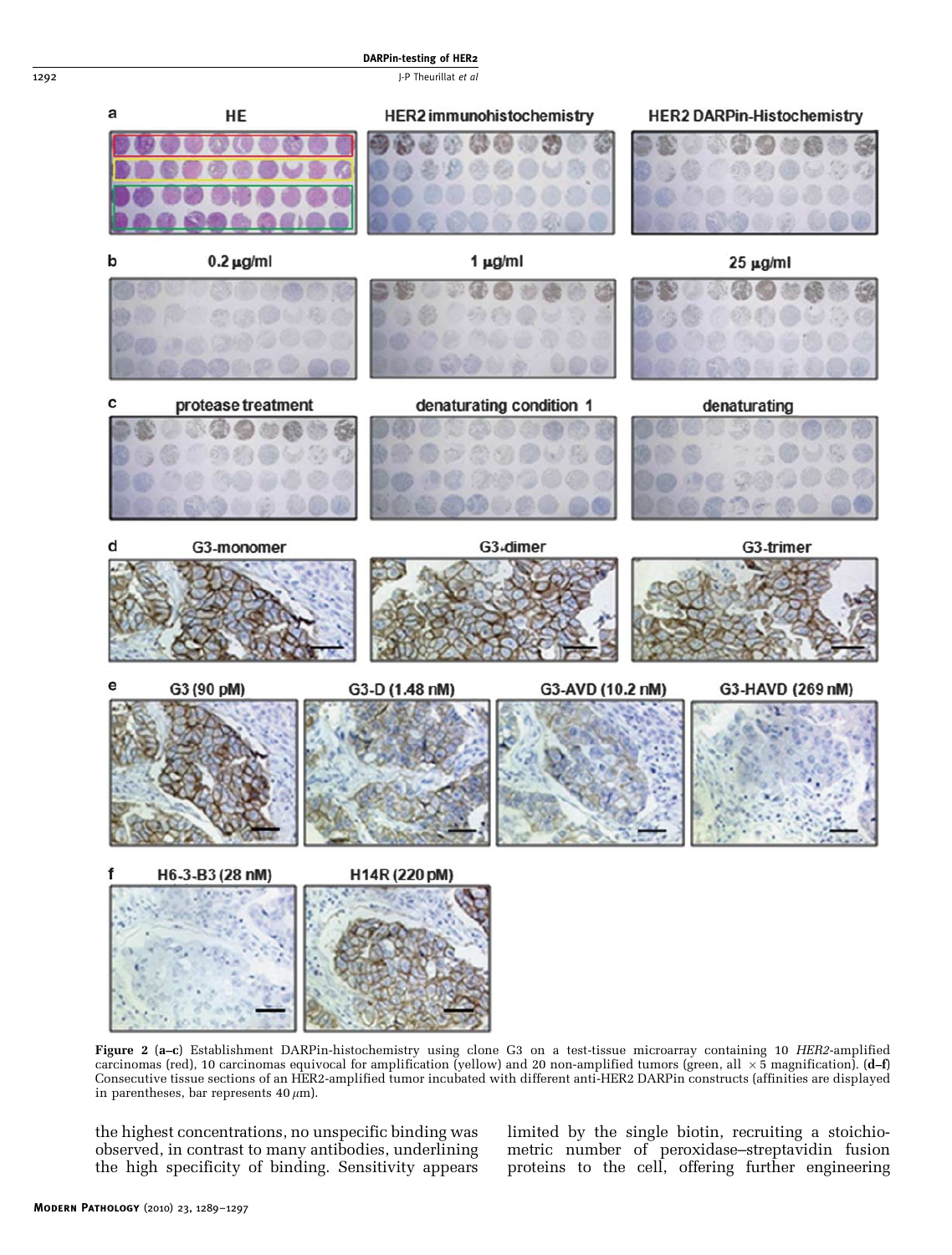Figure 2 (a–c) Establishment DARPin-histochemistry using clone G3 on a test-tissue microarray containing 10 *HER2*-amplified carcinomas (red), 10 carcinomas equivocal for amplification (yellow) and 20 non-amplified tumors (green, all $\times 5$ magnification). (d–f) Consecutive tissue sections of an HER2-amplified tumor incubated with different anti-HER2 DARPin constructs (affinities are displayed in parentheses, bar represents 40 $\mu$m).

the highest concentrations, no unspecific binding was observed, in contrast to many antibodies, underlining the high specificity of binding. Sensitivity appears limited by the single biotin, recruiting a stoichiometric number of peroxidase–streptavidin fusion proteins to the cell, offering further engineering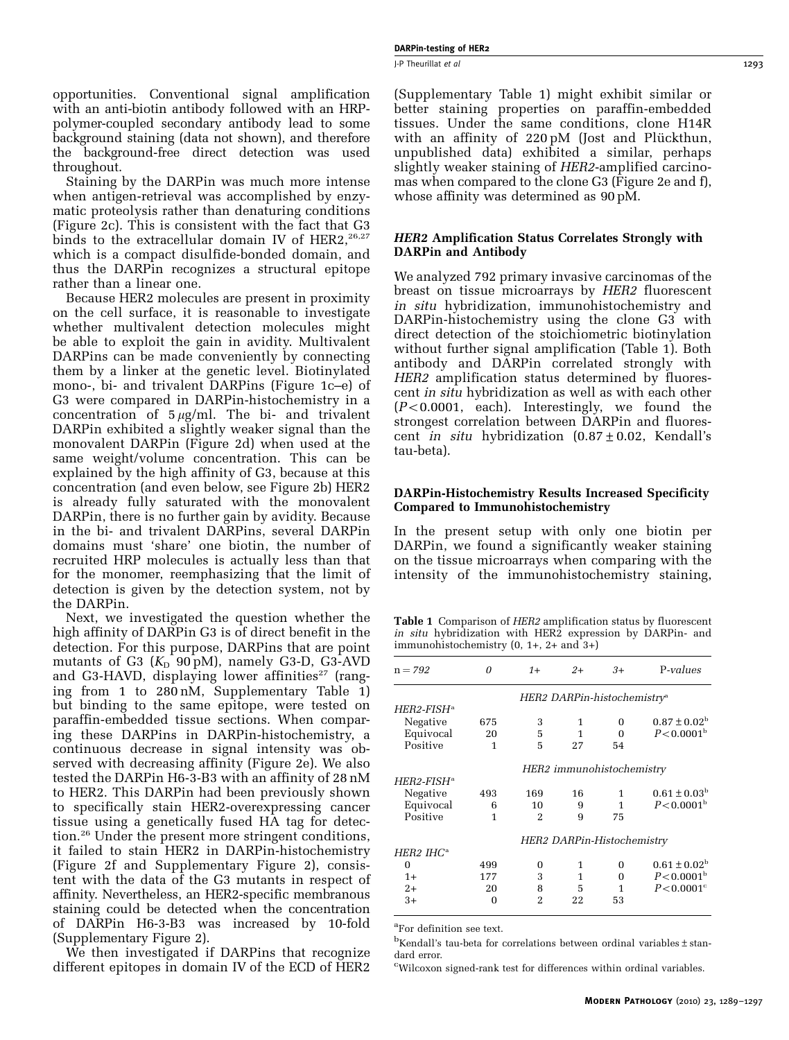opportunities. Conventional signal amplification with an anti-biotin antibody followed with an HRP-polymer-coupled secondary antibody lead to some background staining (data not shown), and therefore the background-free direct detection was used throughout.

Staining by the DARPin was much more intense when antigen-retrieval was accomplished by enzymatic proteolysis rather than denaturing conditions (Figure 2c). This is consistent with the fact that G3 binds to the extracellular domain IV of HER2,[26,27] which is a compact disulfide-bonded domain, and thus the DARPin recognizes a structural epitope rather than a linear one.

Because HER2 molecules are present in proximity on the cell surface, it is reasonable to investigate whether multivalent detection molecules might be able to exploit the gain in avidity. Multivalent DARPins can be made conveniently by connecting them by a linker at the genetic level. Biotinylated mono-, bi- and trivalent DARPins (Figure 1c–e) of G3 were compared in DARPin-histochemistry in a concentration of 5 $\mu$g/ml. The bi- and trivalent DARPin exhibited a slightly weaker signal than the monovalent DARPin (Figure 2d) when used at the same weight/volume concentration. This can be explained by the high affinity of G3, because at this concentration (and even below, see Figure 2b) HER2 is already fully saturated with the monovalent DARPin, there is no further gain by avidity. Because in the bi- and trivalent DARPins, several DARPin domains must 'share' one biotin, the number of recruited HRP molecules is actually less than that for the monomer, reemphasizing that the limit of detection is given by the detection system, not by the DARPin.

Next, we investigated the question whether the high affinity of DARPin G3 is of direct benefit in the detection. For this purpose, DARPins that are point mutants of G3 ($K_D$ 90 pM), namely G3-D, G3-AVD and G3-HAVD, displaying lower affinities[27] (ranging from 1 to 280 nM, Supplementary Table 1) but binding to the same epitope, were tested on paraffin-embedded tissue sections. When comparing these DARPins in DARPin-histochemistry, a continuous decrease in signal intensity was observed with decreasing affinity (Figure 2e). We also tested the DARPin H6-3-B3 with an affinity of 28 nM to HER2. This DARPin had been previously shown to specifically stain HER2-overexpressing cancer tissue using a genetically fused HA tag for detection.[26] Under the present more stringent conditions, it failed to stain HER2 in DARPin-histochemistry (Figure 2f and Supplementary Figure 2), consistent with the data of the G3 mutants in respect of affinity. Nevertheless, an HER2-specific membranous staining could be detected when the concentration of DARPin H6-3-B3 was increased by 10-fold (Supplementary Figure 2).

We then investigated if DARPins that recognize different epitopes in domain IV of the ECD of HER2 (Supplementary Table 1) might exhibit similar or better staining properties on paraffin-embedded tissues. Under the same conditions, clone H14R with an affinity of 220 pM (Jost and Plückthun, unpublished data) exhibited a similar, perhaps slightly weaker staining of *HER2*-amplified carcinomas when compared to the clone G3 (Figure 2e and f), whose affinity was determined as 90 pM.

### *HER2* Amplification Status Correlates Strongly with DARPin and Antibody

We analyzed 792 primary invasive carcinomas of the breast on tissue microarrays by *HER2* fluorescent *in situ* hybridization, immunohistochemistry and DARPin-histochemistry using the clone G3 with direct detection of the stoichiometric biotinylation without further signal amplification (Table 1). Both antibody and DARPin correlated strongly with *HER2* amplification status determined by fluorescent *in situ* hybridization as well as with each other ($P<0.0001$, each). Interestingly, we found the strongest correlation between DARPin and fluorescent *in situ* hybridization ($0.87 \pm 0.02$, Kendall's tau-beta).

### DARPin-Histochemistry Results Increased Specificity Compared to Immunohistochemistry

In the present setup with only one biotin per DARPin, we found a significantly weaker staining on the tissue microarrays when comparing with the intensity of the immunohistochemistry staining,

**Table 1** Comparison of *HER2* amplification status by fluorescent *in situ* hybridization with HER2 expression by DARPin- and immunohistochemistry (0, 1+, 2+ and 3+)

| *n = 792* | *0* | *1+* | *2+* | *3+* | *P-values* |
|---|---|---|---|---|---|
| | *HER2 DARPin-histochemistry*[a] | | | | |
| *HER2-FISH*[a] | | | | | |
| Negative | 675 | 3 | 1 | 0 | $0.87 \pm 0.02$[b] |
| Equivocal | 20 | 5 | 1 | 0 | $P<0.0001$[b] |
| Positive | 1 | 5 | 27 | 54 | |
| | *HER2 immunohistochemistry* | | | | |
| *HER2-FISH*[a] | | | | | |
| Negative | 493 | 169 | 16 | 1 | $0.61 \pm 0.03$[b] |
| Equivocal | 6 | 10 | 9 | 1 | $P<0.0001$[b] |
| Positive | 1 | 2 | 9 | 75 | |
| | *HER2 DARPin-Histochemistry* | | | | |
| *HER2 IHC*[a] | | | | | |
| 0 | 499 | 0 | 1 | 0 | $0.61 \pm 0.02$[b] |
| 1+ | 177 | 3 | 1 | 0 | $P<0.0001$[b] |
| 2+ | 20 | 8 | 5 | 1 | $P<0.0001$[c] |
| 3+ | 0 | 2 | 22 | 53 | |

[a]For definition see text.

[b]Kendall's tau-beta for correlations between ordinal variables ± standard error.

[c]Wilcoxon signed-rank test for differences within ordinal variables.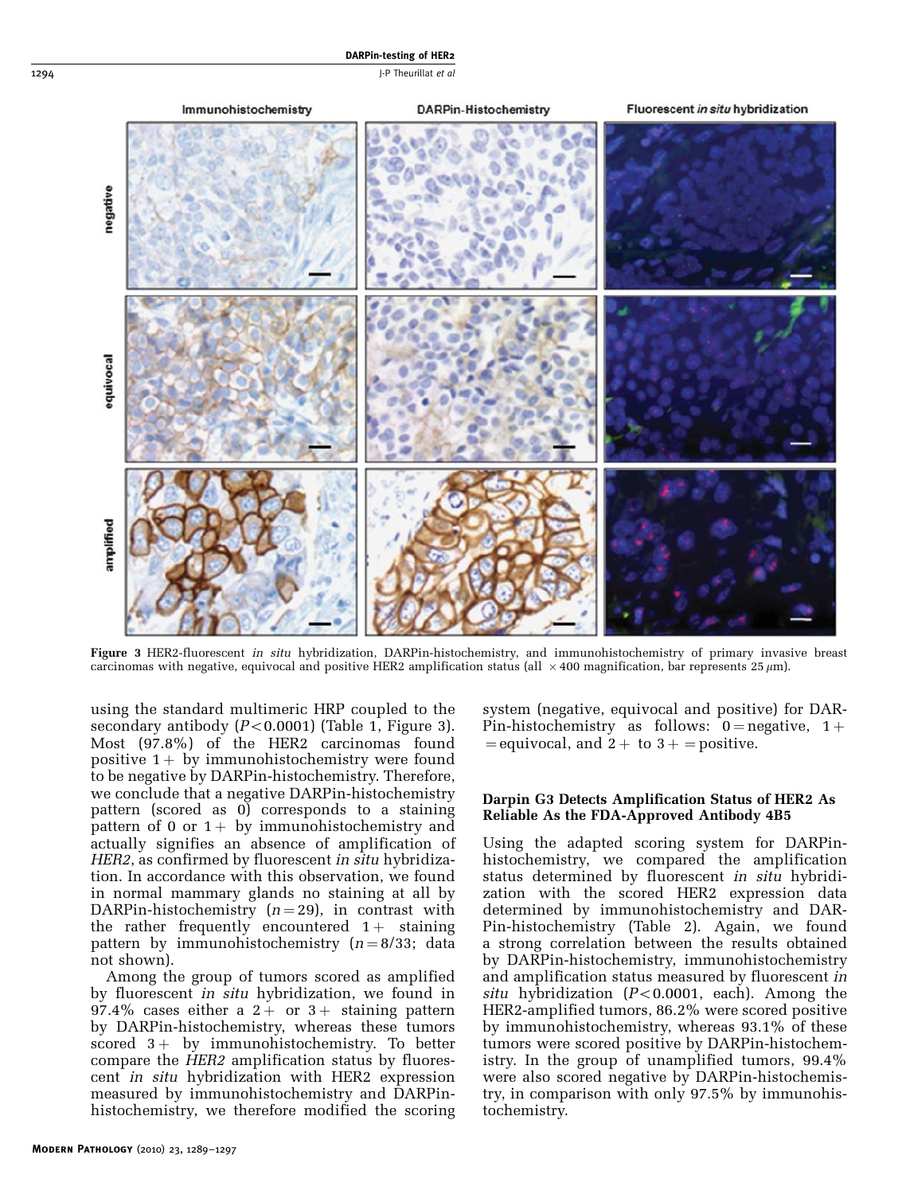**Figure 3** HER2-fluorescent *in situ* hybridization, DARPin-histochemistry, and immunohistochemistry of primary invasive breast carcinomas with negative, equivocal and positive HER2 amplification status (all ×400 magnification, bar represents 25 μm).

using the standard multimeric HRP coupled to the secondary antibody ($P<0.0001$) (Table 1, Figure 3). Most (97.8%) of the HER2 carcinomas found positive 1+ by immunohistochemistry were found to be negative by DARPin-histochemistry. Therefore, we conclude that a negative DARPin-histochemistry pattern (scored as 0) corresponds to a staining pattern of 0 or 1+ by immunohistochemistry and actually signifies an absence of amplification of *HER2*, as confirmed by fluorescent *in situ* hybridization. In accordance with this observation, we found in normal mammary glands no staining at all by DARPin-histochemistry ($n=29$), in contrast with the rather frequently encountered 1+ staining pattern by immunohistochemistry ($n=8/33$; data not shown).

Among the group of tumors scored as amplified by fluorescent *in situ* hybridization, we found in 97.4% cases either a 2+ or 3+ staining pattern by DARPin-histochemistry, whereas these tumors scored 3+ by immunohistochemistry. To better compare the *HER2* amplification status by fluorescent *in situ* hybridization with HER2 expression measured by immunohistochemistry and DARPin-histochemistry, we therefore modified the scoring system (negative, equivocal and positive) for DARPin-histochemistry as follows: 0 = negative, 1+ = equivocal, and 2+ to 3+ = positive.

### Darpin G3 Detects Amplification Status of HER2 As Reliable As the FDA-Approved Antibody 4B5

Using the adapted scoring system for DARPin-histochemistry, we compared the amplification status determined by fluorescent *in situ* hybridization with the scored HER2 expression data determined by immunohistochemistry and DARPin-histochemistry (Table 2). Again, we found a strong correlation between the results obtained by DARPin-histochemistry, immunohistochemistry and amplification status measured by fluorescent *in situ* hybridization ($P<0.0001$, each). Among the HER2-amplified tumors, 86.2% were scored positive by immunohistochemistry, whereas 93.1% of these tumors were scored positive by DARPin-histochemistry. In the group of unamplified tumors, 99.4% were also scored negative by DARPin-histochemistry, in comparison with only 97.5% by immunohistochemistry.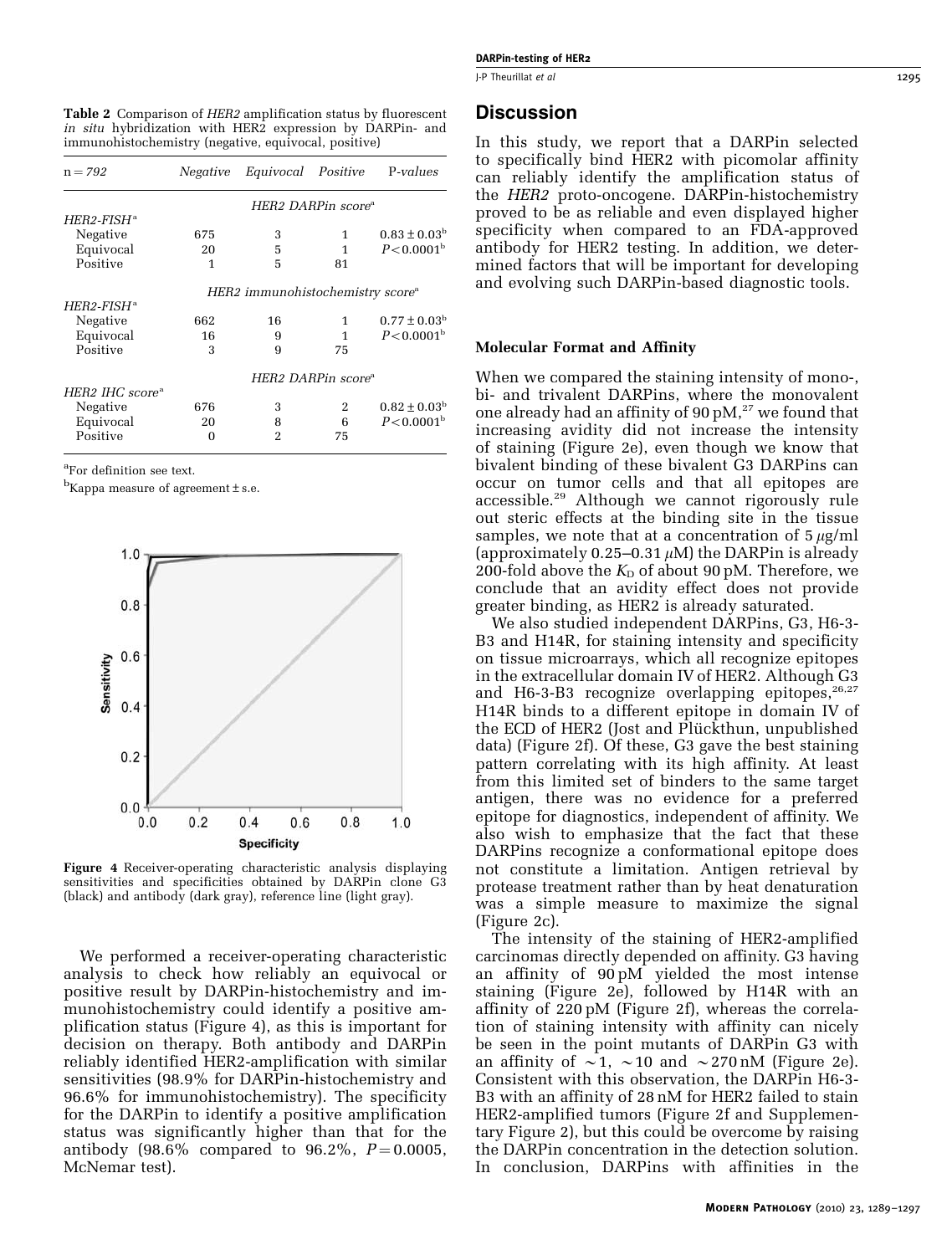**Table 2** Comparison of *HER2* amplification status by fluorescent *in situ* hybridization with HER2 expression by DARPin- and immunohistochemistry (negative, equivocal, positive)

| n = 792 | Negative | Equivocal | Positive | P-values |
|---|---|---|---|---|
| | *HER2 DARPin score*[a] | | | |
| *HER2-FISH*[a] | | | | |
| Negative | 675 | 3 | 1 | $0.83 \pm 0.03$[b] |
| Equivocal | 20 | 5 | 1 | $P<0.0001$[b] |
| Positive | 1 | 5 | 81 | |
| | *HER2 immunohistochemistry score*[a] | | | |
| *HER2-FISH*[a] | | | | |
| Negative | 662 | 16 | 1 | $0.77 \pm 0.03$[b] |
| Equivocal | 16 | 9 | 1 | $P<0.0001$[b] |
| Positive | 3 | 9 | 75 | |
| | *HER2 DARPin score*[a] | | | |
| *HER2 IHC score*[a] | | | | |
| Negative | 676 | 3 | 2 | $0.82 \pm 0.03$[b] |
| Equivocal | 20 | 8 | 6 | $P<0.0001$[b] |
| Positive | 0 | 2 | 75 | |

[a]For definition see text.

[b]Kappa measure of agreement ± s.e.

**Figure 4** Receiver-operating characteristic analysis displaying sensitivities and specificities obtained by DARPin clone G3 (black) and antibody (dark gray), reference line (light gray).

We performed a receiver-operating characteristic analysis to check how reliably an equivocal or positive result by DARPin-histochemistry and immunohistochemistry could identify a positive amplification status (Figure 4), as this is important for decision on therapy. Both antibody and DARPin reliably identified HER2-amplification with similar sensitivities (98.9% for DARPin-histochemistry and 96.6% for immunohistochemistry). The specificity for the DARPin to identify a positive amplification status was significantly higher than that for the antibody (98.6% compared to 96.2%, $P = 0.0005$, McNemar test).

## Discussion

In this study, we report that a DARPin selected to specifically bind HER2 with picomolar affinity can reliably identify the amplification status of the *HER2* proto-oncogene. DARPin-histochemistry proved to be as reliable and even displayed higher specificity when compared to an FDA-approved antibody for HER2 testing. In addition, we determined factors that will be important for developing and evolving such DARPin-based diagnostic tools.

### Molecular Format and Affinity

When we compared the staining intensity of mono-, bi- and trivalent DARPins, where the monovalent one already had an affinity of 90 pM,[27] we found that increasing avidity did not increase the intensity of staining (Figure 2e), even though we know that bivalent binding of these bivalent G3 DARPins can occur on tumor cells and that all epitopes are accessible.[29] Although we cannot rigorously rule out steric effects at the binding site in the tissue samples, we note that at a concentration of 5 $\mu$g/ml (approximately 0.25–0.31 $\mu$M) the DARPin is already 200-fold above the $K_D$ of about 90 pM. Therefore, we conclude that an avidity effect does not provide greater binding, as HER2 is already saturated.

We also studied independent DARPins, G3, H6-3-B3 and H14R, for staining intensity and specificity on tissue microarrays, which all recognize epitopes in the extracellular domain IV of HER2. Although G3 and H6-3-B3 recognize overlapping epitopes,[26,27] H14R binds to a different epitope in domain IV of the ECD of HER2 (Jost and Plückthun, unpublished data) (Figure 2f). Of these, G3 gave the best staining pattern correlating with its high affinity. At least from this limited set of binders to the same target antigen, there was no evidence for a preferred epitope for diagnostics, independent of affinity. We also wish to emphasize that the fact that these DARPins recognize a conformational epitope does not constitute a limitation. Antigen retrieval by protease treatment rather than by heat denaturation was a simple measure to maximize the signal (Figure 2c).

The intensity of the staining of HER2-amplified carcinomas directly depended on affinity. G3 having an affinity of 90 pM yielded the most intense staining (Figure 2e), followed by H14R with an affinity of 220 pM (Figure 2f), whereas the correlation of staining intensity with affinity can nicely be seen in the point mutants of DARPin G3 with an affinity of ~1, ~10 and ~270 nM (Figure 2e). Consistent with this observation, the DARPin H6-3-B3 with an affinity of 28 nM for HER2 failed to stain HER2-amplified tumors (Figure 2f and Supplementary Figure 2), but this could be overcome by raising the DARPin concentration in the detection solution. In conclusion, DARPins with affinities in the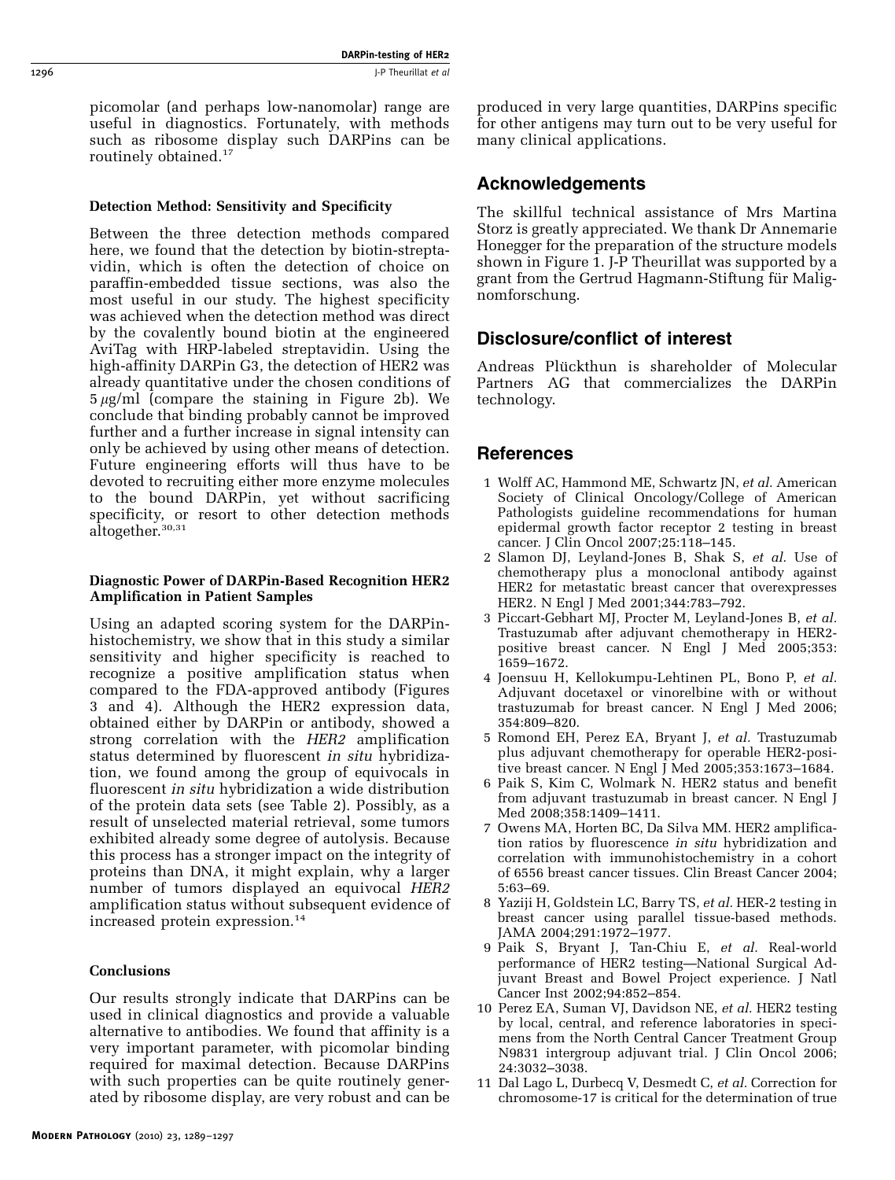picomolar (and perhaps low-nanomolar) range are useful in diagnostics. Fortunately, with methods such as ribosome display such DARPins can be routinely obtained.[17]

### Detection Method: Sensitivity and Specificity

Between the three detection methods compared here, we found that the detection by biotin-streptavidin, which is often the detection of choice on paraffin-embedded tissue sections, was also the most useful in our study. The highest specificity was achieved when the detection method was direct by the covalently bound biotin at the engineered AviTag with HRP-labeled streptavidin. Using the high-affinity DARPin G3, the detection of HER2 was already quantitative under the chosen conditions of $5\,\mu g/ml$ (compare the staining in Figure 2b). We conclude that binding probably cannot be improved further and a further increase in signal intensity can only be achieved by using other means of detection. Future engineering efforts will thus have to be devoted to recruiting either more enzyme molecules to the bound DARPin, yet without sacrificing specificity, or resort to other detection methods altogether.[30,31]

### Diagnostic Power of DARPin-Based Recognition HER2 Amplification in Patient Samples

Using an adapted scoring system for the DARPin-histochemistry, we show that in this study a similar sensitivity and higher specificity is reached to recognize a positive amplification status when compared to the FDA-approved antibody (Figures 3 and 4). Although the HER2 expression data, obtained either by DARPin or antibody, showed a strong correlation with the *HER2* amplification status determined by fluorescent *in situ* hybridization, we found among the group of equivocals in fluorescent *in situ* hybridization a wide distribution of the protein data sets (see Table 2). Possibly, as a result of unselected material retrieval, some tumors exhibited already some degree of autolysis. Because this process has a stronger impact on the integrity of proteins than DNA, it might explain, why a larger number of tumors displayed an equivocal *HER2* amplification status without subsequent evidence of increased protein expression.[14]

### Conclusions

Our results strongly indicate that DARPins can be used in clinical diagnostics and provide a valuable alternative to antibodies. We found that affinity is a very important parameter, with picomolar binding required for maximal detection. Because DARPins with such properties can be quite routinely generated by ribosome display, are very robust and can be produced in very large quantities, DARPins specific for other antigens may turn out to be very useful for many clinical applications.

## Acknowledgements

The skillful technical assistance of Mrs Martina Storz is greatly appreciated. We thank Dr Annemarie Honegger for the preparation of the structure models shown in Figure 1. J-P Theurillat was supported by a grant from the Gertrud Hagmann-Stiftung für Malignomforschung.

## Disclosure/conflict of interest

Andreas Plückthun is shareholder of Molecular Partners AG that commercializes the DARPin technology.

## References

1. Wolff AC, Hammond ME, Schwartz JN, *et al.* American Society of Clinical Oncology/College of American Pathologists guideline recommendations for human epidermal growth factor receptor 2 testing in breast cancer. J Clin Oncol 2007;25:118–145.
2. Slamon DJ, Leyland-Jones B, Shak S, *et al.* Use of chemotherapy plus a monoclonal antibody against HER2 for metastatic breast cancer that overexpresses HER2. N Engl J Med 2001;344:783–792.
3. Piccart-Gebhart MJ, Procter M, Leyland-Jones B, *et al.* Trastuzumab after adjuvant chemotherapy in HER2-positive breast cancer. N Engl J Med 2005;353: 1659–1672.
4. Joensuu H, Kellokumpu-Lehtinen PL, Bono P, *et al.* Adjuvant docetaxel or vinorelbine with or without trastuzumab for breast cancer. N Engl J Med 2006; 354:809–820.
5. Romond EH, Perez EA, Bryant J, *et al.* Trastuzumab plus adjuvant chemotherapy for operable HER2-positive breast cancer. N Engl J Med 2005;353:1673–1684.
6. Paik S, Kim C, Wolmark N. HER2 status and benefit from adjuvant trastuzumab in breast cancer. N Engl J Med 2008;358:1409–1411.
7. Owens MA, Horten BC, Da Silva MM. HER2 amplification ratios by fluorescence *in situ* hybridization and correlation with immunohistochemistry in a cohort of 6556 breast cancer tissues. Clin Breast Cancer 2004; 5:63–69.
8. Yaziji H, Goldstein LC, Barry TS, *et al.* HER-2 testing in breast cancer using parallel tissue-based methods. JAMA 2004;291:1972–1977.
9. Paik S, Bryant J, Tan-Chiu E, *et al.* Real-world performance of HER2 testing—National Surgical Adjuvant Breast and Bowel Project experience. J Natl Cancer Inst 2002;94:852–854.
10. Perez EA, Suman VJ, Davidson NE, *et al.* HER2 testing by local, central, and reference laboratories in specimens from the North Central Cancer Treatment Group N9831 intergroup adjuvant trial. J Clin Oncol 2006; 24:3032–3038.
11. Dal Lago L, Durbecq V, Desmedt C, *et al.* Correction for chromosome-17 is critical for the determination of true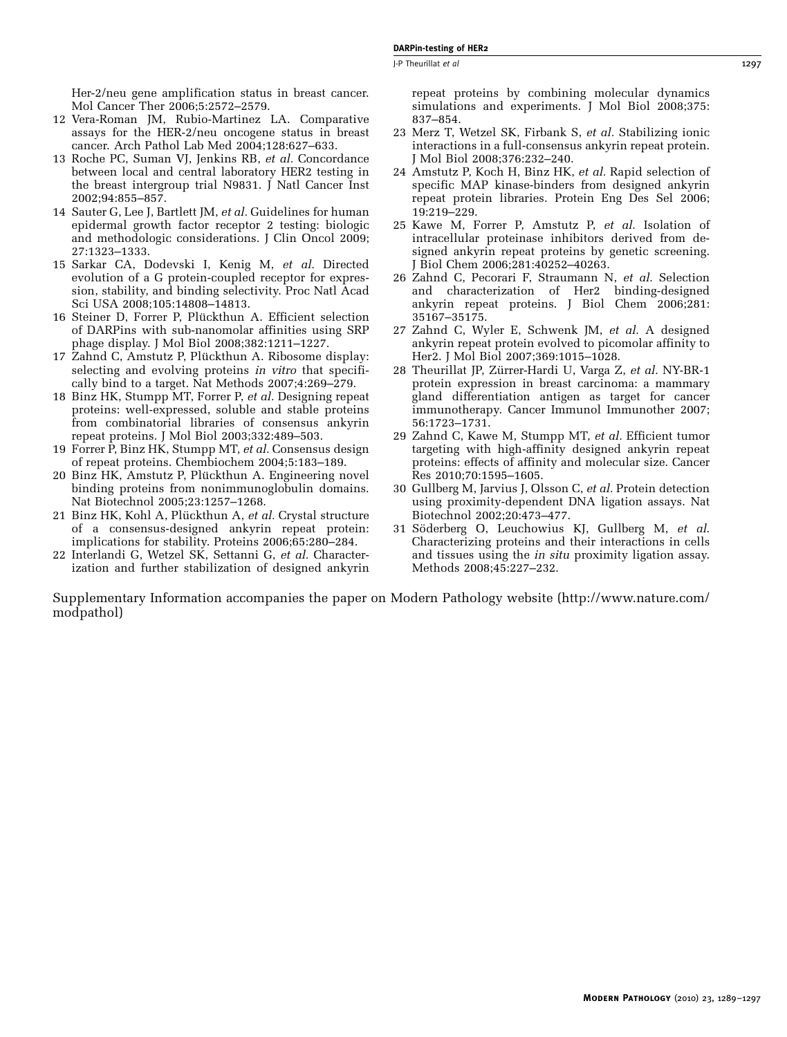Her-2/neu gene amplification status in breast cancer. Mol Cancer Ther 2006;5:2572–2579.

12 Vera-Roman JM, Rubio-Martinez LA. Comparative assays for the HER-2/neu oncogene status in breast cancer. Arch Pathol Lab Med 2004;128:627–633.
13 Roche PC, Suman VJ, Jenkins RB, *et al.* Concordance between local and central laboratory HER2 testing in the breast intergroup trial N9831. J Natl Cancer Inst 2002;94:855–857.
14 Sauter G, Lee J, Bartlett JM, *et al.* Guidelines for human epidermal growth factor receptor 2 testing: biologic and methodologic considerations. J Clin Oncol 2009; 27:1323–1333.
15 Sarkar CA, Dodevski I, Kenig M, *et al.* Directed evolution of a G protein-coupled receptor for expression, stability, and binding selectivity. Proc Natl Acad Sci USA 2008;105:14808–14813.
16 Steiner D, Forrer P, Plückthun A. Efficient selection of DARPins with sub-nanomolar affinities using SRP phage display. J Mol Biol 2008;382:1211–1227.
17 Zahnd C, Amstutz P, Plückthun A. Ribosome display: selecting and evolving proteins *in vitro* that specifically bind to a target. Nat Methods 2007;4:269–279.
18 Binz HK, Stumpp MT, Forrer P, *et al.* Designing repeat proteins: well-expressed, soluble and stable proteins from combinatorial libraries of consensus ankyrin repeat proteins. J Mol Biol 2003;332:489–503.
19 Forrer P, Binz HK, Stumpp MT, *et al.* Consensus design of repeat proteins. Chembiochem 2004;5:183–189.
20 Binz HK, Amstutz P, Plückthun A. Engineering novel binding proteins from nonimmunoglobulin domains. Nat Biotechnol 2005;23:1257–1268.
21 Binz HK, Kohl A, Plückthun A, *et al.* Crystal structure of a consensus-designed ankyrin repeat protein: implications for stability. Proteins 2006;65:280–284.
22 Interlandi G, Wetzel SK, Settanni G, *et al.* Characterization and further stabilization of designed ankyrin repeat proteins by combining molecular dynamics simulations and experiments. J Mol Biol 2008;375: 837–854.
23 Merz T, Wetzel SK, Firbank S, *et al.* Stabilizing ionic interactions in a full-consensus ankyrin repeat protein. J Mol Biol 2008;376:232–240.
24 Amstutz P, Koch H, Binz HK, *et al.* Rapid selection of specific MAP kinase-binders from designed ankyrin repeat protein libraries. Protein Eng Des Sel 2006; 19:219–229.
25 Kawe M, Forrer P, Amstutz P, *et al.* Isolation of intracellular proteinase inhibitors derived from designed ankyrin repeat proteins by genetic screening. J Biol Chem 2006;281:40252–40263.
26 Zahnd C, Pecorari F, Straumann N, *et al.* Selection and characterization of Her2 binding-designed ankyrin repeat proteins. J Biol Chem 2006;281: 35167–35175.
27 Zahnd C, Wyler E, Schwenk JM, *et al.* A designed ankyrin repeat protein evolved to picomolar affinity to Her2. J Mol Biol 2007;369:1015–1028.
28 Theurillat JP, Zürrer-Hardi U, Varga Z, *et al.* NY-BR-1 protein expression in breast carcinoma: a mammary gland differentiation antigen as target for cancer immunotherapy. Cancer Immunol Immunother 2007; 56:1723–1731.
29 Zahnd C, Kawe M, Stumpp MT, *et al.* Efficient tumor targeting with high-affinity designed ankyrin repeat proteins: effects of affinity and molecular size. Cancer Res 2010;70:1595–1605.
30 Gullberg M, Jarvius J, Olsson C, *et al.* Protein detection using proximity-dependent DNA ligation assays. Nat Biotechnol 2002;20:473–477.
31 Söderberg O, Leuchowius KJ, Gullberg M, *et al.* Characterizing proteins and their interactions in cells and tissues using the *in situ* proximity ligation assay. Methods 2008;45:227–232.

Supplementary Information accompanies the paper on Modern Pathology website (http://www.nature.com/modpathol)